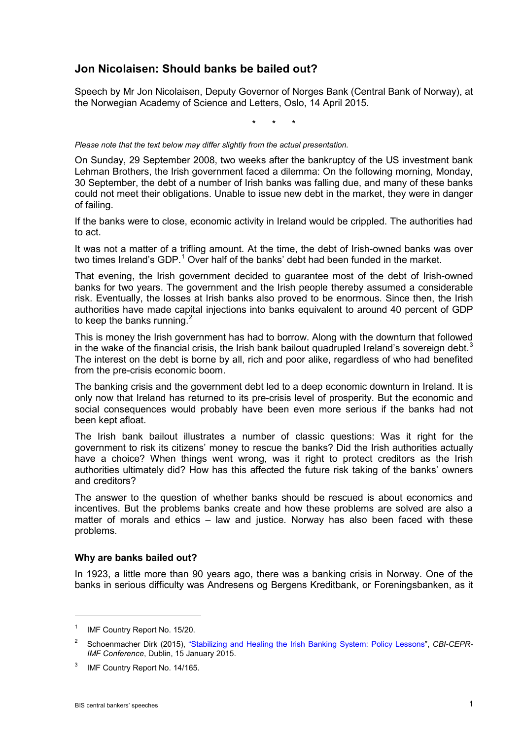# Jon Nicolaisen: Should banks be bailed out?

Speech by Mr Jon Nicolaisen, Deputy Governor of Norges Bank (Central Bank of Norway), at the Norwegian Academy of Science and Letters, Oslo, 14 April 2015.

\* \* \*

*Please note that the text below may differ slightly from the actual presentation.*

On Sunday, 29 September 2008, two weeks after the bankruptcy of the US investment bank Lehman Brothers, the Irish government faced a dilemma: On the following morning, Monday, 30 September, the debt of a number of Irish banks was falling due, and many of these banks could not meet their obligations. Unable to issue new debt in the market, they were in danger of failing.

If the banks were to close, economic activity in Ireland would be crippled. The authorities had to act.

It was not a matter of a trifling amount. At the time, the debt of Irish-owned banks was over two times Ireland's GDP.[1] Over half of the banks' debt had been funded in the market.

That evening, the Irish government decided to guarantee most of the debt of Irish-owned banks for two years. The government and the Irish people thereby assumed a considerable risk. Eventually, the losses at Irish banks also proved to be enormous. Since then, the Irish authorities have made capital injections into banks equivalent to around 40 percent of GDP to keep the banks running.[2]

This is money the Irish government has had to borrow. Along with the downturn that followed in the wake of the financial crisis, the Irish bank bailout quadrupled Ireland's sovereign debt.[3] The interest on the debt is borne by all, rich and poor alike, regardless of who had benefited from the pre-crisis economic boom.

The banking crisis and the government debt led to a deep economic downturn in Ireland. It is only now that Ireland has returned to its pre-crisis level of prosperity. But the economic and social consequences would probably have been even more serious if the banks had not been kept afloat.

The Irish bank bailout illustrates a number of classic questions: Was it right for the government to risk its citizens' money to rescue the banks? Did the Irish authorities actually have a choice? When things went wrong, was it right to protect creditors as the Irish authorities ultimately did? How has this affected the future risk taking of the banks' owners and creditors?

The answer to the question of whether banks should be rescued is about economics and incentives. But the problems banks create and how these problems are solved are also a matter of morals and ethics – law and justice. Norway has also been faced with these problems.

## Why are banks bailed out?

In 1923, a little more than 90 years ago, there was a banking crisis in Norway. One of the banks in serious difficulty was Andresens og Bergens Kreditbank, or Foreningsbanken, as it

---

[1] IMF Country Report No. 15/20.

[2] Schoenmacher Dirk (2015), "Stabilizing and Healing the Irish Banking System: Policy Lessons", *CBI-CEPR-IMF Conference*, Dublin, 15 January 2015.

[3] IMF Country Report No. 14/165.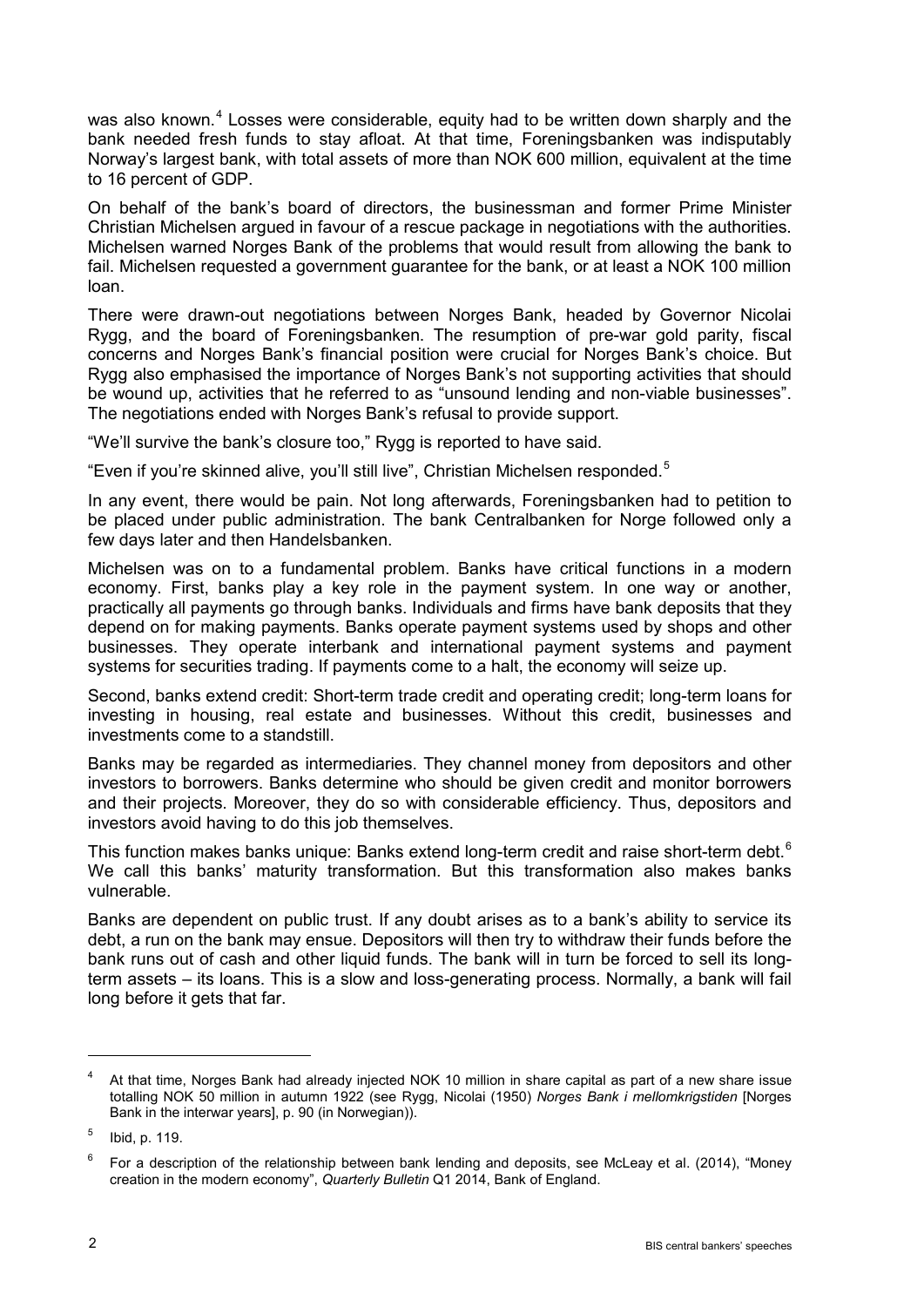was also known.[4] Losses were considerable, equity had to be written down sharply and the bank needed fresh funds to stay afloat. At that time, Foreningsbanken was indisputably Norway's largest bank, with total assets of more than NOK 600 million, equivalent at the time to 16 percent of GDP.

On behalf of the bank's board of directors, the businessman and former Prime Minister Christian Michelsen argued in favour of a rescue package in negotiations with the authorities. Michelsen warned Norges Bank of the problems that would result from allowing the bank to fail. Michelsen requested a government guarantee for the bank, or at least a NOK 100 million loan.

There were drawn-out negotiations between Norges Bank, headed by Governor Nicolai Rygg, and the board of Foreningsbanken. The resumption of pre-war gold parity, fiscal concerns and Norges Bank's financial position were crucial for Norges Bank's choice. But Rygg also emphasised the importance of Norges Bank's not supporting activities that should be wound up, activities that he referred to as "unsound lending and non-viable businesses". The negotiations ended with Norges Bank's refusal to provide support.

"We'll survive the bank's closure too," Rygg is reported to have said.

"Even if you're skinned alive, you'll still live", Christian Michelsen responded.[5]

In any event, there would be pain. Not long afterwards, Foreningsbanken had to petition to be placed under public administration. The bank Centralbanken for Norge followed only a few days later and then Handelsbanken.

Michelsen was on to a fundamental problem. Banks have critical functions in a modern economy. First, banks play a key role in the payment system. In one way or another, practically all payments go through banks. Individuals and firms have bank deposits that they depend on for making payments. Banks operate payment systems used by shops and other businesses. They operate interbank and international payment systems and payment systems for securities trading. If payments come to a halt, the economy will seize up.

Second, banks extend credit: Short-term trade credit and operating credit; long-term loans for investing in housing, real estate and businesses. Without this credit, businesses and investments come to a standstill.

Banks may be regarded as intermediaries. They channel money from depositors and other investors to borrowers. Banks determine who should be given credit and monitor borrowers and their projects. Moreover, they do so with considerable efficiency. Thus, depositors and investors avoid having to do this job themselves.

This function makes banks unique: Banks extend long-term credit and raise short-term debt.[6] We call this banks' maturity transformation. But this transformation also makes banks vulnerable.

Banks are dependent on public trust. If any doubt arises as to a bank's ability to service its debt, a run on the bank may ensue. Depositors will then try to withdraw their funds before the bank runs out of cash and other liquid funds. The bank will in turn be forced to sell its long-term assets – its loans. This is a slow and loss-generating process. Normally, a bank will fail long before it gets that far.

---

[4] At that time, Norges Bank had already injected NOK 10 million in share capital as part of a new share issue totalling NOK 50 million in autumn 1922 (see Rygg, Nicolai (1950) *Norges Bank i mellomkrigstiden* [Norges Bank in the interwar years], p. 90 (in Norwegian)).

[5] Ibid, p. 119.

[6] For a description of the relationship between bank lending and deposits, see McLeay et al. (2014), "Money creation in the modern economy", *Quarterly Bulletin* Q1 2014, Bank of England.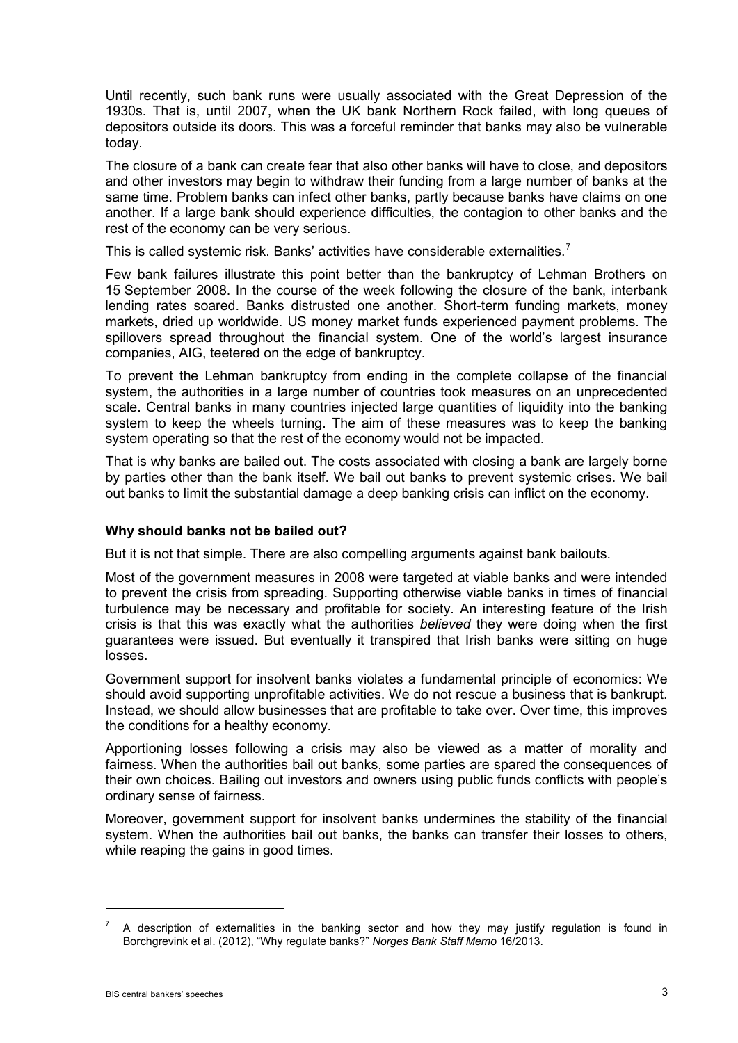Until recently, such bank runs were usually associated with the Great Depression of the 1930s. That is, until 2007, when the UK bank Northern Rock failed, with long queues of depositors outside its doors. This was a forceful reminder that banks may also be vulnerable today.

The closure of a bank can create fear that also other banks will have to close, and depositors and other investors may begin to withdraw their funding from a large number of banks at the same time. Problem banks can infect other banks, partly because banks have claims on one another. If a large bank should experience difficulties, the contagion to other banks and the rest of the economy can be very serious.

This is called systemic risk. Banks' activities have considerable externalities.[7]

Few bank failures illustrate this point better than the bankruptcy of Lehman Brothers on 15 September 2008. In the course of the week following the closure of the bank, interbank lending rates soared. Banks distrusted one another. Short-term funding markets, money markets, dried up worldwide. US money market funds experienced payment problems. The spillovers spread throughout the financial system. One of the world's largest insurance companies, AIG, teetered on the edge of bankruptcy.

To prevent the Lehman bankruptcy from ending in the complete collapse of the financial system, the authorities in a large number of countries took measures on an unprecedented scale. Central banks in many countries injected large quantities of liquidity into the banking system to keep the wheels turning. The aim of these measures was to keep the banking system operating so that the rest of the economy would not be impacted.

That is why banks are bailed out. The costs associated with closing a bank are largely borne by parties other than the bank itself. We bail out banks to prevent systemic crises. We bail out banks to limit the substantial damage a deep banking crisis can inflict on the economy.

**Why should banks not be bailed out?**

But it is not that simple. There are also compelling arguments against bank bailouts.

Most of the government measures in 2008 were targeted at viable banks and were intended to prevent the crisis from spreading. Supporting otherwise viable banks in times of financial turbulence may be necessary and profitable for society. An interesting feature of the Irish crisis is that this was exactly what the authorities *believed* they were doing when the first guarantees were issued. But eventually it transpired that Irish banks were sitting on huge losses.

Government support for insolvent banks violates a fundamental principle of economics: We should avoid supporting unprofitable activities. We do not rescue a business that is bankrupt. Instead, we should allow businesses that are profitable to take over. Over time, this improves the conditions for a healthy economy.

Apportioning losses following a crisis may also be viewed as a matter of morality and fairness. When the authorities bail out banks, some parties are spared the consequences of their own choices. Bailing out investors and owners using public funds conflicts with people's ordinary sense of fairness.

Moreover, government support for insolvent banks undermines the stability of the financial system. When the authorities bail out banks, the banks can transfer their losses to others, while reaping the gains in good times.

---

[7] A description of externalities in the banking sector and how they may justify regulation is found in Borchgrevink et al. (2012), "Why regulate banks?" *Norges Bank Staff Memo* 16/2013.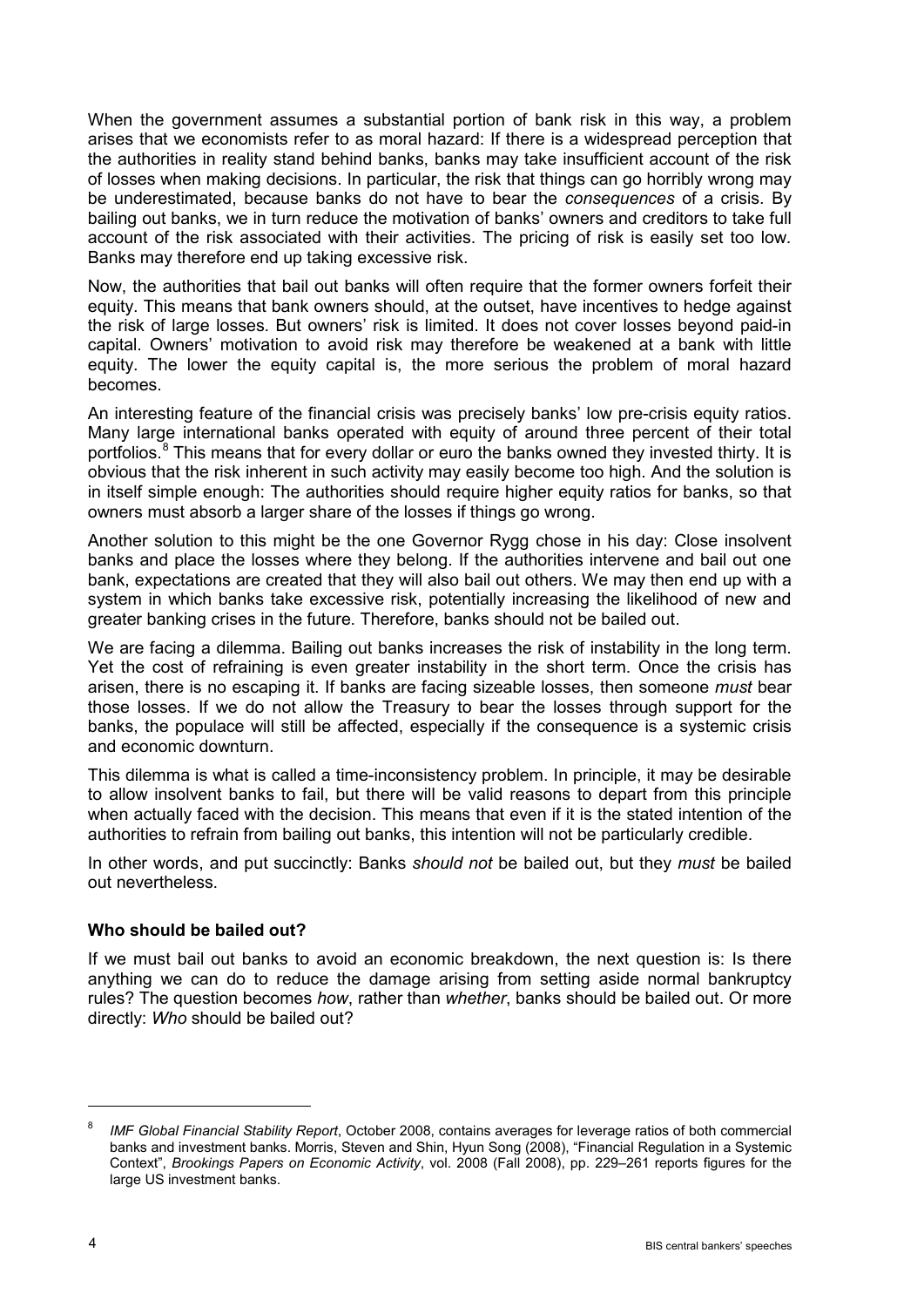When the government assumes a substantial portion of bank risk in this way, a problem arises that we economists refer to as moral hazard: If there is a widespread perception that the authorities in reality stand behind banks, banks may take insufficient account of the risk of losses when making decisions. In particular, the risk that things can go horribly wrong may be underestimated, because banks do not have to bear the *consequences* of a crisis. By bailing out banks, we in turn reduce the motivation of banks' owners and creditors to take full account of the risk associated with their activities. The pricing of risk is easily set too low. Banks may therefore end up taking excessive risk.

Now, the authorities that bail out banks will often require that the former owners forfeit their equity. This means that bank owners should, at the outset, have incentives to hedge against the risk of large losses. But owners' risk is limited. It does not cover losses beyond paid-in capital. Owners' motivation to avoid risk may therefore be weakened at a bank with little equity. The lower the equity capital is, the more serious the problem of moral hazard becomes.

An interesting feature of the financial crisis was precisely banks' low pre-crisis equity ratios. Many large international banks operated with equity of around three percent of their total portfolios.[8] This means that for every dollar or euro the banks owned they invested thirty. It is obvious that the risk inherent in such activity may easily become too high. And the solution is in itself simple enough: The authorities should require higher equity ratios for banks, so that owners must absorb a larger share of the losses if things go wrong.

Another solution to this might be the one Governor Rygg chose in his day: Close insolvent banks and place the losses where they belong. If the authorities intervene and bail out one bank, expectations are created that they will also bail out others. We may then end up with a system in which banks take excessive risk, potentially increasing the likelihood of new and greater banking crises in the future. Therefore, banks should not be bailed out.

We are facing a dilemma. Bailing out banks increases the risk of instability in the long term. Yet the cost of refraining is even greater instability in the short term. Once the crisis has arisen, there is no escaping it. If banks are facing sizeable losses, then someone *must* bear those losses. If we do not allow the Treasury to bear the losses through support for the banks, the populace will still be affected, especially if the consequence is a systemic crisis and economic downturn.

This dilemma is what is called a time-inconsistency problem. In principle, it may be desirable to allow insolvent banks to fail, but there will be valid reasons to depart from this principle when actually faced with the decision. This means that even if it is the stated intention of the authorities to refrain from bailing out banks, this intention will not be particularly credible.

In other words, and put succinctly: Banks *should not* be bailed out, but they *must* be bailed out nevertheless.

**Who should be bailed out?**

If we must bail out banks to avoid an economic breakdown, the next question is: Is there anything we can do to reduce the damage arising from setting aside normal bankruptcy rules? The question becomes *how*, rather than *whether*, banks should be bailed out. Or more directly: *Who* should be bailed out?

---

[8] *IMF Global Financial Stability Report*, October 2008, contains averages for leverage ratios of both commercial banks and investment banks. Morris, Steven and Shin, Hyun Song (2008), "Financial Regulation in a Systemic Context", *Brookings Papers on Economic Activity*, vol. 2008 (Fall 2008), pp. 229–261 reports figures for the large US investment banks.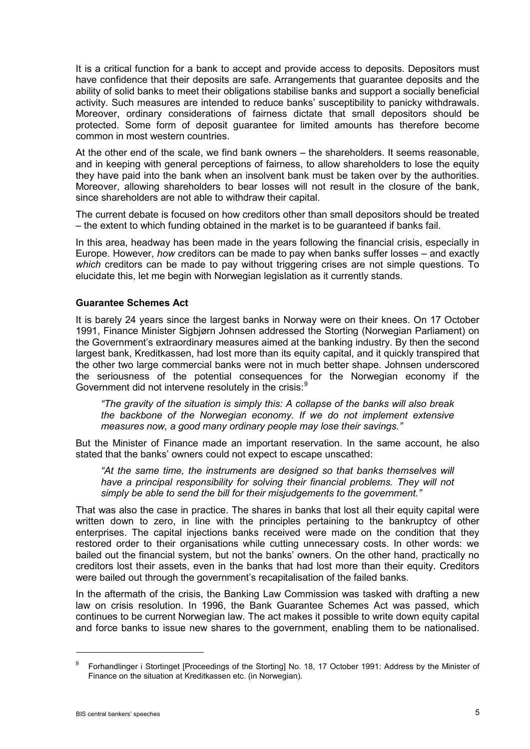It is a critical function for a bank to accept and provide access to deposits. Depositors must have confidence that their deposits are safe. Arrangements that guarantee deposits and the ability of solid banks to meet their obligations stabilise banks and support a socially beneficial activity. Such measures are intended to reduce banks' susceptibility to panicky withdrawals. Moreover, ordinary considerations of fairness dictate that small depositors should be protected. Some form of deposit guarantee for limited amounts has therefore become common in most western countries.

At the other end of the scale, we find bank owners – the shareholders. It seems reasonable, and in keeping with general perceptions of fairness, to allow shareholders to lose the equity they have paid into the bank when an insolvent bank must be taken over by the authorities. Moreover, allowing shareholders to bear losses will not result in the closure of the bank, since shareholders are not able to withdraw their capital.

The current debate is focused on how creditors other than small depositors should be treated – the extent to which funding obtained in the market is to be guaranteed if banks fail.

In this area, headway has been made in the years following the financial crisis, especially in Europe. However, *how* creditors can be made to pay when banks suffer losses – and exactly *which* creditors can be made to pay without triggering crises are not simple questions. To elucidate this, let me begin with Norwegian legislation as it currently stands.

**Guarantee Schemes Act**

It is barely 24 years since the largest banks in Norway were on their knees. On 17 October 1991, Finance Minister Sigbjørn Johnsen addressed the Storting (Norwegian Parliament) on the Government's extraordinary measures aimed at the banking industry. By then the second largest bank, Kreditkassen, had lost more than its equity capital, and it quickly transpired that the other two large commercial banks were not in much better shape. Johnsen underscored the seriousness of the potential consequences for the Norwegian economy if the Government did not intervene resolutely in the crisis:[9]

> *"The gravity of the situation is simply this: A collapse of the banks will also break the backbone of the Norwegian economy. If we do not implement extensive measures now, a good many ordinary people may lose their savings."*

But the Minister of Finance made an important reservation. In the same account, he also stated that the banks' owners could not expect to escape unscathed:

> *"At the same time, the instruments are designed so that banks themselves will have a principal responsibility for solving their financial problems. They will not simply be able to send the bill for their misjudgements to the government."*

That was also the case in practice. The shares in banks that lost all their equity capital were written down to zero, in line with the principles pertaining to the bankruptcy of other enterprises. The capital injections banks received were made on the condition that they restored order to their organisations while cutting unnecessary costs. In other words: we bailed out the financial system, but not the banks' owners. On the other hand, practically no creditors lost their assets, even in the banks that had lost more than their equity. Creditors were bailed out through the government's recapitalisation of the failed banks.

In the aftermath of the crisis, the Banking Law Commission was tasked with drafting a new law on crisis resolution. In 1996, the Bank Guarantee Schemes Act was passed, which continues to be current Norwegian law. The act makes it possible to write down equity capital and force banks to issue new shares to the government, enabling them to be nationalised.

---

[9] Forhandlinger i Stortinget [Proceedings of the Storting] No. 18, 17 October 1991: Address by the Minister of Finance on the situation at Kreditkassen etc. (in Norwegian).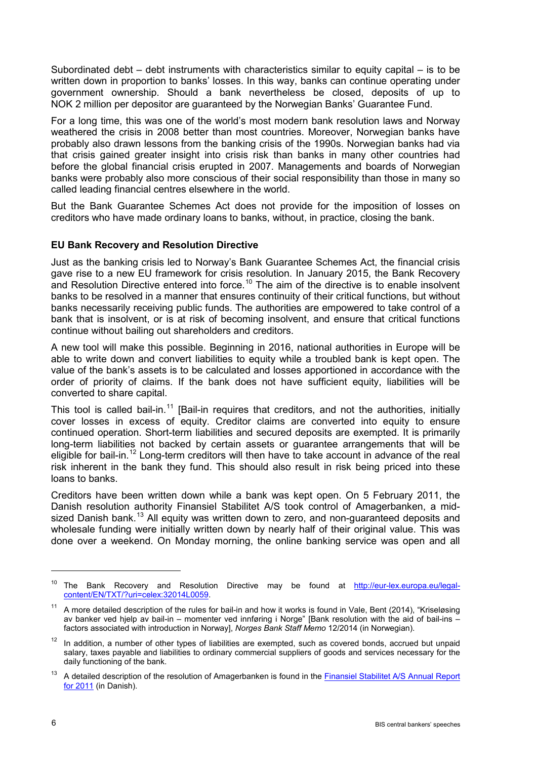Subordinated debt – debt instruments with characteristics similar to equity capital – is to be written down in proportion to banks' losses. In this way, banks can continue operating under government ownership. Should a bank nevertheless be closed, deposits of up to NOK 2 million per depositor are guaranteed by the Norwegian Banks' Guarantee Fund.

For a long time, this was one of the world's most modern bank resolution laws and Norway weathered the crisis in 2008 better than most countries. Moreover, Norwegian banks have probably also drawn lessons from the banking crisis of the 1990s. Norwegian banks had via that crisis gained greater insight into crisis risk than banks in many other countries had before the global financial crisis erupted in 2007. Managements and boards of Norwegian banks were probably also more conscious of their social responsibility than those in many so called leading financial centres elsewhere in the world.

But the Bank Guarantee Schemes Act does not provide for the imposition of losses on creditors who have made ordinary loans to banks, without, in practice, closing the bank.

**EU Bank Recovery and Resolution Directive**

Just as the banking crisis led to Norway's Bank Guarantee Schemes Act, the financial crisis gave rise to a new EU framework for crisis resolution. In January 2015, the Bank Recovery and Resolution Directive entered into force.[10] The aim of the directive is to enable insolvent banks to be resolved in a manner that ensures continuity of their critical functions, but without banks necessarily receiving public funds. The authorities are empowered to take control of a bank that is insolvent, or is at risk of becoming insolvent, and ensure that critical functions continue without bailing out shareholders and creditors.

A new tool will make this possible. Beginning in 2016, national authorities in Europe will be able to write down and convert liabilities to equity while a troubled bank is kept open. The value of the bank's assets is to be calculated and losses apportioned in accordance with the order of priority of claims. If the bank does not have sufficient equity, liabilities will be converted to share capital.

This tool is called bail-in.[11] [Bail-in requires that creditors, and not the authorities, initially cover losses in excess of equity. Creditor claims are converted into equity to ensure continued operation. Short-term liabilities and secured deposits are exempted. It is primarily long-term liabilities not backed by certain assets or guarantee arrangements that will be eligible for bail-in.[12] Long-term creditors will then have to take account in advance of the real risk inherent in the bank they fund. This should also result in risk being priced into these loans to banks.

Creditors have been written down while a bank was kept open. On 5 February 2011, the Danish resolution authority Finansiel Stabilitet A/S took control of Amagerbanken, a mid-sized Danish bank.[13] All equity was written down to zero, and non-guaranteed deposits and wholesale funding were initially written down by nearly half of their original value. This was done over a weekend. On Monday morning, the online banking service was open and all

---

[10] The Bank Recovery and Resolution Directive may be found at http://eur-lex.europa.eu/legal-content/EN/TXT/?uri=celex:32014L0059.

[11] A more detailed description of the rules for bail-in and how it works is found in Vale, Bent (2014), "Kriseløsing av banker ved hjelp av bail-in – momenter ved innføring i Norge" [Bank resolution with the aid of bail-ins – factors associated with introduction in Norway], *Norges Bank Staff Memo* 12/2014 (in Norwegian).

[12] In addition, a number of other types of liabilities are exempted, such as covered bonds, accrued but unpaid salary, taxes payable and liabilities to ordinary commercial suppliers of goods and services necessary for the daily functioning of the bank.

[13] A detailed description of the resolution of Amagerbanken is found in the Finansiel Stabilitet A/S Annual Report for 2011 (in Danish).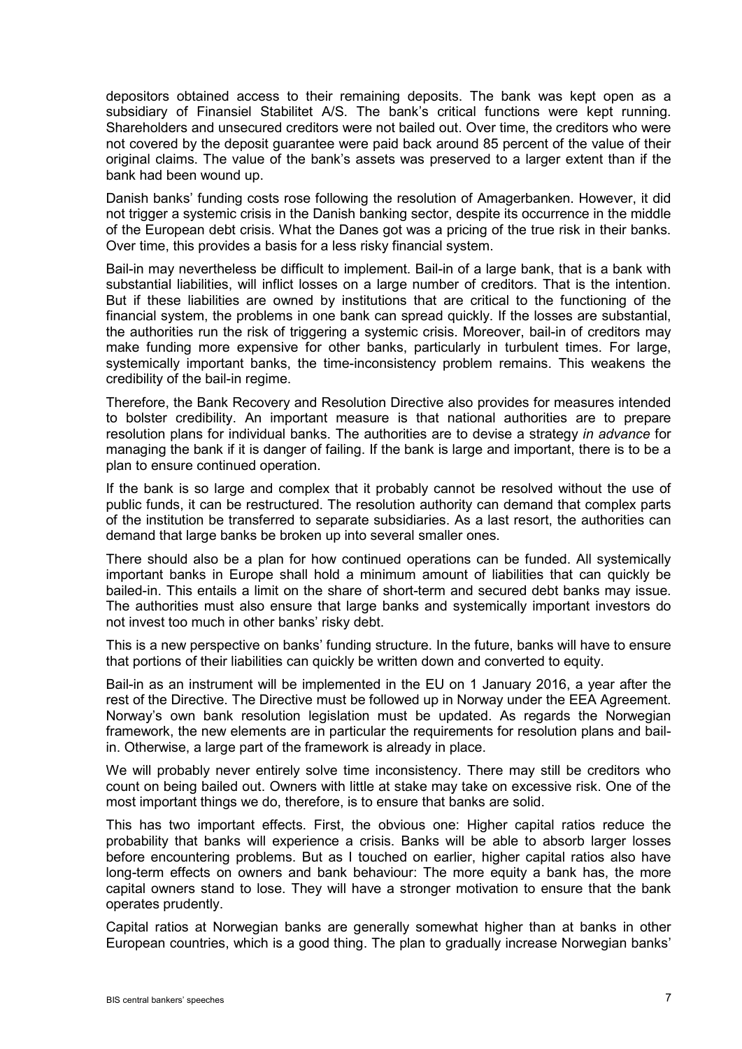depositors obtained access to their remaining deposits. The bank was kept open as a subsidiary of Finansiel Stabilitet A/S. The bank's critical functions were kept running. Shareholders and unsecured creditors were not bailed out. Over time, the creditors who were not covered by the deposit guarantee were paid back around 85 percent of the value of their original claims. The value of the bank's assets was preserved to a larger extent than if the bank had been wound up.

Danish banks' funding costs rose following the resolution of Amagerbanken. However, it did not trigger a systemic crisis in the Danish banking sector, despite its occurrence in the middle of the European debt crisis. What the Danes got was a pricing of the true risk in their banks. Over time, this provides a basis for a less risky financial system.

Bail-in may nevertheless be difficult to implement. Bail-in of a large bank, that is a bank with substantial liabilities, will inflict losses on a large number of creditors. That is the intention. But if these liabilities are owned by institutions that are critical to the functioning of the financial system, the problems in one bank can spread quickly. If the losses are substantial, the authorities run the risk of triggering a systemic crisis. Moreover, bail-in of creditors may make funding more expensive for other banks, particularly in turbulent times. For large, systemically important banks, the time-inconsistency problem remains. This weakens the credibility of the bail-in regime.

Therefore, the Bank Recovery and Resolution Directive also provides for measures intended to bolster credibility. An important measure is that national authorities are to prepare resolution plans for individual banks. The authorities are to devise a strategy *in advance* for managing the bank if it is danger of failing. If the bank is large and important, there is to be a plan to ensure continued operation.

If the bank is so large and complex that it probably cannot be resolved without the use of public funds, it can be restructured. The resolution authority can demand that complex parts of the institution be transferred to separate subsidiaries. As a last resort, the authorities can demand that large banks be broken up into several smaller ones.

There should also be a plan for how continued operations can be funded. All systemically important banks in Europe shall hold a minimum amount of liabilities that can quickly be bailed-in. This entails a limit on the share of short-term and secured debt banks may issue. The authorities must also ensure that large banks and systemically important investors do not invest too much in other banks' risky debt.

This is a new perspective on banks' funding structure. In the future, banks will have to ensure that portions of their liabilities can quickly be written down and converted to equity.

Bail-in as an instrument will be implemented in the EU on 1 January 2016, a year after the rest of the Directive. The Directive must be followed up in Norway under the EEA Agreement. Norway's own bank resolution legislation must be updated. As regards the Norwegian framework, the new elements are in particular the requirements for resolution plans and bail-in. Otherwise, a large part of the framework is already in place.

We will probably never entirely solve time inconsistency. There may still be creditors who count on being bailed out. Owners with little at stake may take on excessive risk. One of the most important things we do, therefore, is to ensure that banks are solid.

This has two important effects. First, the obvious one: Higher capital ratios reduce the probability that banks will experience a crisis. Banks will be able to absorb larger losses before encountering problems. But as I touched on earlier, higher capital ratios also have long-term effects on owners and bank behaviour: The more equity a bank has, the more capital owners stand to lose. They will have a stronger motivation to ensure that the bank operates prudently.

Capital ratios at Norwegian banks are generally somewhat higher than at banks in other European countries, which is a good thing. The plan to gradually increase Norwegian banks'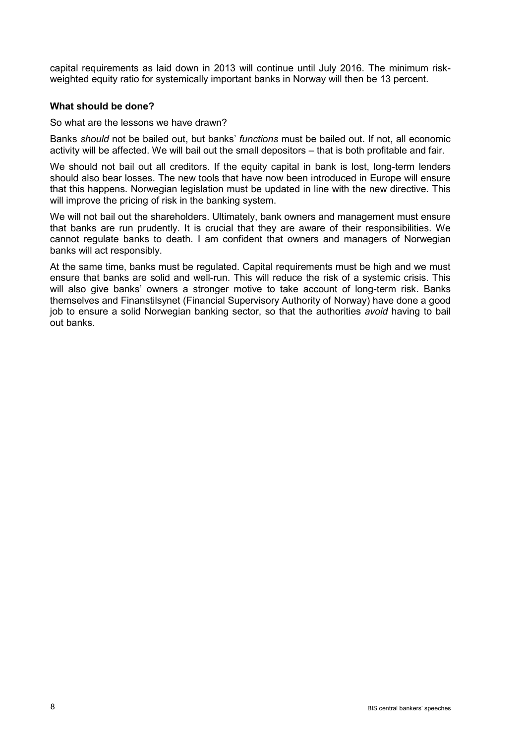capital requirements as laid down in 2013 will continue until July 2016. The minimum risk-weighted equity ratio for systemically important banks in Norway will then be 13 percent.

### What should be done?

So what are the lessons we have drawn?

Banks *should* not be bailed out, but banks' *functions* must be bailed out. If not, all economic activity will be affected. We will bail out the small depositors – that is both profitable and fair.

We should not bail out all creditors. If the equity capital in bank is lost, long-term lenders should also bear losses. The new tools that have now been introduced in Europe will ensure that this happens. Norwegian legislation must be updated in line with the new directive. This will improve the pricing of risk in the banking system.

We will not bail out the shareholders. Ultimately, bank owners and management must ensure that banks are run prudently. It is crucial that they are aware of their responsibilities. We cannot regulate banks to death. I am confident that owners and managers of Norwegian banks will act responsibly.

At the same time, banks must be regulated. Capital requirements must be high and we must ensure that banks are solid and well-run. This will reduce the risk of a systemic crisis. This will also give banks' owners a stronger motive to take account of long-term risk. Banks themselves and Finanstilsynet (Financial Supervisory Authority of Norway) have done a good job to ensure a solid Norwegian banking sector, so that the authorities *avoid* having to bail out banks.